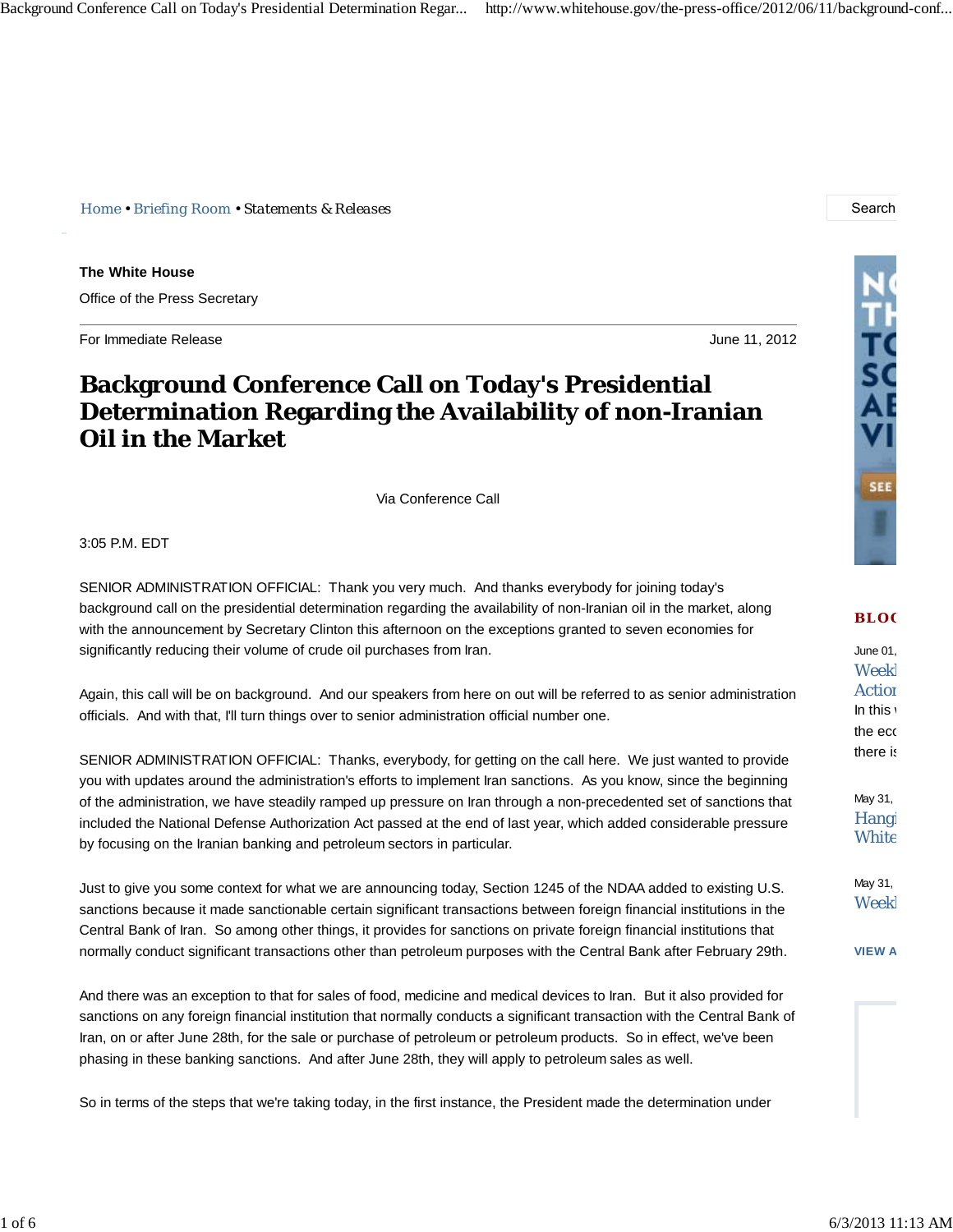Home • Briefing Room • Statements & Releases

**The White House**

Office of the Press Secretary

For Immediate Release June 11, 2012

# Background Conference Call on Today's Presidential Determination Regarding the Availability of non-Iranian Oil in the Market

Via Conference Call

3:05 P.M. EDT

SENIOR ADMINISTRATION OFFICIAL: Thank you very much. And thanks everybody for joining today's background call on the presidential determination regarding the availability of non-Iranian oil in the market, along with the announcement by Secretary Clinton this afternoon on the exceptions granted to seven economies for significantly reducing their volume of crude oil purchases from Iran.

Again, this call will be on background. And our speakers from here on out will be referred to as senior administration officials. And with that, I'll turn things over to senior administration official number one.

SENIOR ADMINISTRATION OFFICIAL: Thanks, everybody, for getting on the call here. We just wanted to provide you with updates around the administration's efforts to implement Iran sanctions. As you know, since the beginning of the administration, we have steadily ramped up pressure on Iran through a non-precedented set of sanctions that included the National Defense Authorization Act passed at the end of last year, which added considerable pressure by focusing on the Iranian banking and petroleum sectors in particular.

Just to give you some context for what we are announcing today, Section 1245 of the NDAA added to existing U.S. sanctions because it made sanctionable certain significant transactions between foreign financial institutions in the Central Bank of Iran. So among other things, it provides for sanctions on private foreign financial institutions that normally conduct significant transactions other than petroleum purposes with the Central Bank after February 29th.

And there was an exception to that for sales of food, medicine and medical devices to Iran. But it also provided for sanctions on any foreign financial institution that normally conducts a significant transaction with the Central Bank of Iran, on or after June 28th, for the sale or purchase of petroleum or petroleum products. So in effect, we've been phasing in these banking sanctions. And after June 28th, they will apply to petroleum sales as well.

So in terms of the steps that we're taking today, in the first instance, the President made the determination under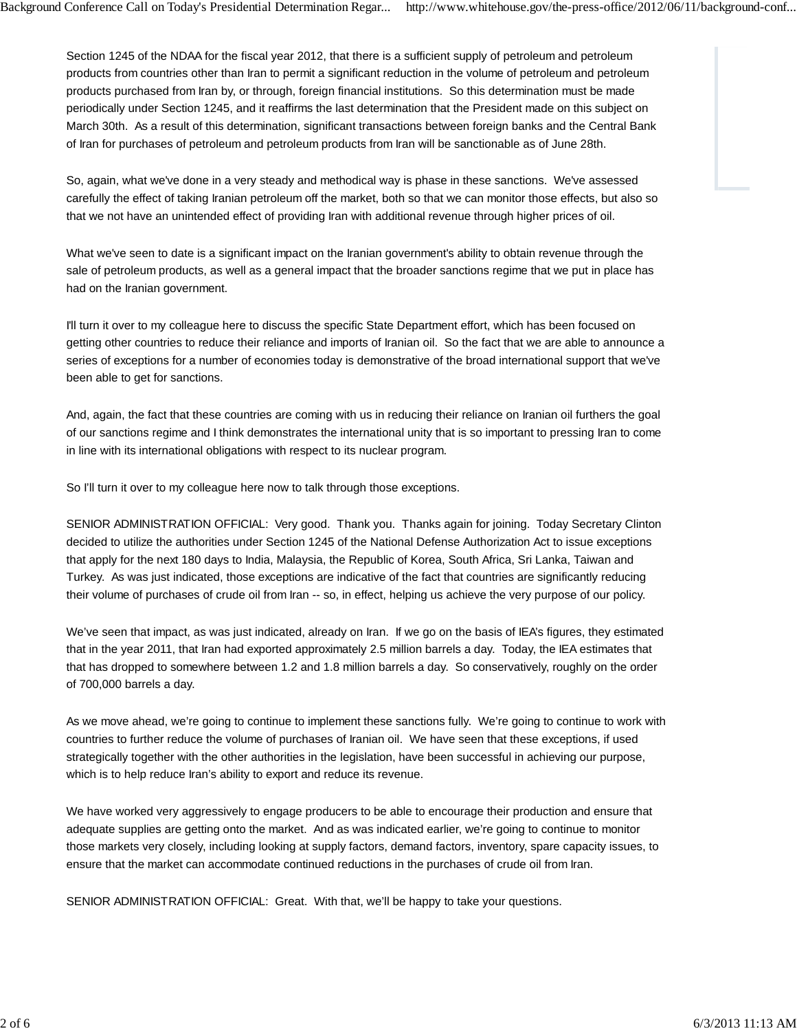Section 1245 of the NDAA for the fiscal year 2012, that there is a sufficient supply of petroleum and petroleum products from countries other than Iran to permit a significant reduction in the volume of petroleum and petroleum products purchased from Iran by, or through, foreign financial institutions. So this determination must be made periodically under Section 1245, and it reaffirms the last determination that the President made on this subject on March 30th. As a result of this determination, significant transactions between foreign banks and the Central Bank of Iran for purchases of petroleum and petroleum products from Iran will be sanctionable as of June 28th.

So, again, what we've done in a very steady and methodical way is phase in these sanctions. We've assessed carefully the effect of taking Iranian petroleum off the market, both so that we can monitor those effects, but also so that we not have an unintended effect of providing Iran with additional revenue through higher prices of oil.

What we've seen to date is a significant impact on the Iranian government's ability to obtain revenue through the sale of petroleum products, as well as a general impact that the broader sanctions regime that we put in place has had on the Iranian government.

I'll turn it over to my colleague here to discuss the specific State Department effort, which has been focused on getting other countries to reduce their reliance and imports of Iranian oil. So the fact that we are able to announce a series of exceptions for a number of economies today is demonstrative of the broad international support that we've been able to get for sanctions.

And, again, the fact that these countries are coming with us in reducing their reliance on Iranian oil furthers the goal of our sanctions regime and I think demonstrates the international unity that is so important to pressing Iran to come in line with its international obligations with respect to its nuclear program.

So I'll turn it over to my colleague here now to talk through those exceptions.

SENIOR ADMINISTRATION OFFICIAL: Very good. Thank you. Thanks again for joining. Today Secretary Clinton decided to utilize the authorities under Section 1245 of the National Defense Authorization Act to issue exceptions that apply for the next 180 days to India, Malaysia, the Republic of Korea, South Africa, Sri Lanka, Taiwan and Turkey. As was just indicated, those exceptions are indicative of the fact that countries are significantly reducing their volume of purchases of crude oil from Iran -- so, in effect, helping us achieve the very purpose of our policy.

We've seen that impact, as was just indicated, already on Iran. If we go on the basis of IEA's figures, they estimated that in the year 2011, that Iran had exported approximately 2.5 million barrels a day. Today, the IEA estimates that that has dropped to somewhere between 1.2 and 1.8 million barrels a day. So conservatively, roughly on the order of 700,000 barrels a day.

As we move ahead, we're going to continue to implement these sanctions fully. We're going to continue to work with countries to further reduce the volume of purchases of Iranian oil. We have seen that these exceptions, if used strategically together with the other authorities in the legislation, have been successful in achieving our purpose, which is to help reduce Iran's ability to export and reduce its revenue.

We have worked very aggressively to engage producers to be able to encourage their production and ensure that adequate supplies are getting onto the market. And as was indicated earlier, we're going to continue to monitor those markets very closely, including looking at supply factors, demand factors, inventory, spare capacity issues, to ensure that the market can accommodate continued reductions in the purchases of crude oil from Iran.

SENIOR ADMINISTRATION OFFICIAL: Great. With that, we'll be happy to take your questions.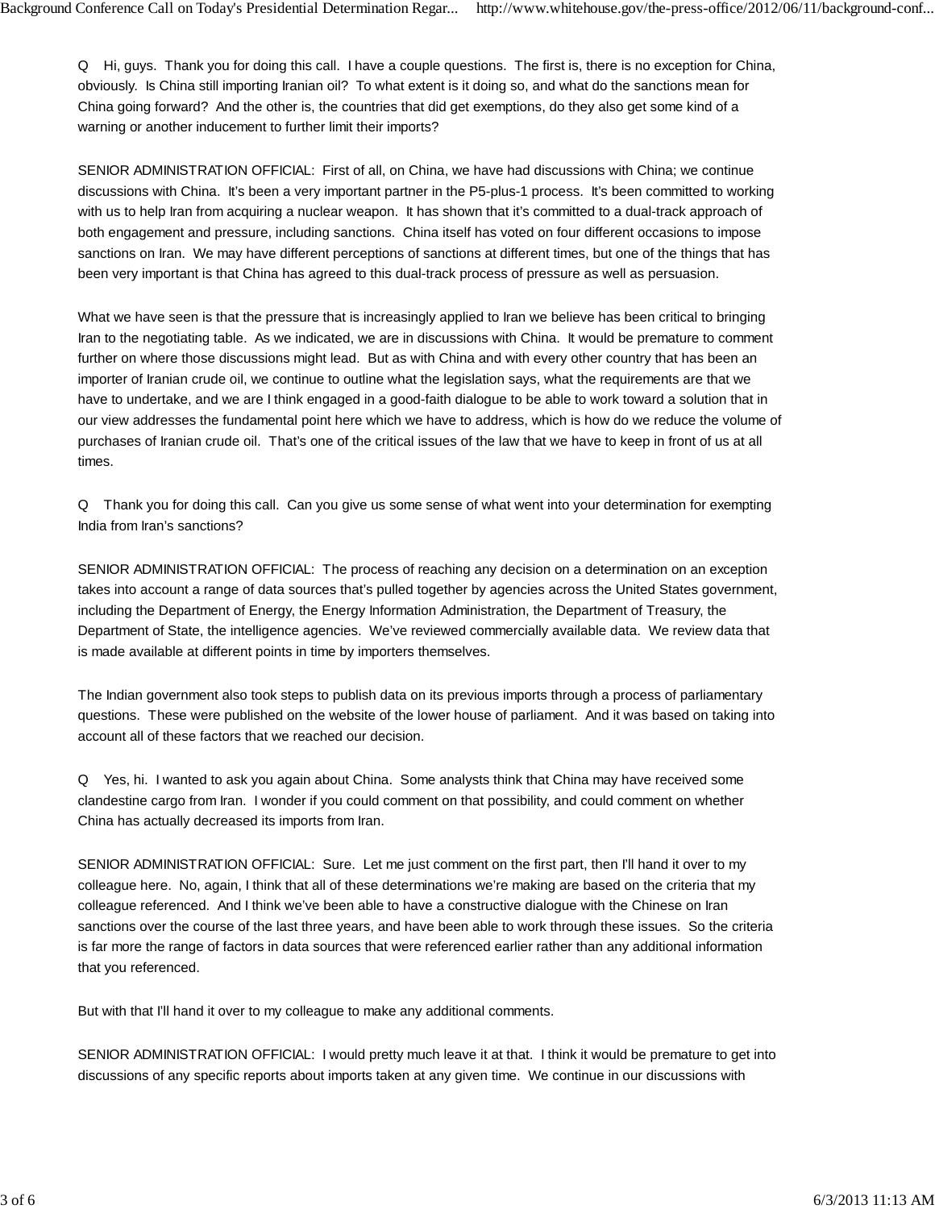Q Hi, guys. Thank you for doing this call. I have a couple questions. The first is, there is no exception for China, obviously. Is China still importing Iranian oil? To what extent is it doing so, and what do the sanctions mean for China going forward? And the other is, the countries that did get exemptions, do they also get some kind of a warning or another inducement to further limit their imports?

SENIOR ADMINISTRATION OFFICIAL: First of all, on China, we have had discussions with China; we continue discussions with China. It's been a very important partner in the P5-plus-1 process. It's been committed to working with us to help Iran from acquiring a nuclear weapon. It has shown that it's committed to a dual-track approach of both engagement and pressure, including sanctions. China itself has voted on four different occasions to impose sanctions on Iran. We may have different perceptions of sanctions at different times, but one of the things that has been very important is that China has agreed to this dual-track process of pressure as well as persuasion.

What we have seen is that the pressure that is increasingly applied to Iran we believe has been critical to bringing Iran to the negotiating table. As we indicated, we are in discussions with China. It would be premature to comment further on where those discussions might lead. But as with China and with every other country that has been an importer of Iranian crude oil, we continue to outline what the legislation says, what the requirements are that we have to undertake, and we are I think engaged in a good-faith dialogue to be able to work toward a solution that in our view addresses the fundamental point here which we have to address, which is how do we reduce the volume of purchases of Iranian crude oil. That's one of the critical issues of the law that we have to keep in front of us at all times.

Q Thank you for doing this call. Can you give us some sense of what went into your determination for exempting India from Iran's sanctions?

SENIOR ADMINISTRATION OFFICIAL: The process of reaching any decision on a determination on an exception takes into account a range of data sources that's pulled together by agencies across the United States government, including the Department of Energy, the Energy Information Administration, the Department of Treasury, the Department of State, the intelligence agencies. We've reviewed commercially available data. We review data that is made available at different points in time by importers themselves.

The Indian government also took steps to publish data on its previous imports through a process of parliamentary questions. These were published on the website of the lower house of parliament. And it was based on taking into account all of these factors that we reached our decision.

Q Yes, hi. I wanted to ask you again about China. Some analysts think that China may have received some clandestine cargo from Iran. I wonder if you could comment on that possibility, and could comment on whether China has actually decreased its imports from Iran.

SENIOR ADMINISTRATION OFFICIAL: Sure. Let me just comment on the first part, then I'll hand it over to my colleague here. No, again, I think that all of these determinations we're making are based on the criteria that my colleague referenced. And I think we've been able to have a constructive dialogue with the Chinese on Iran sanctions over the course of the last three years, and have been able to work through these issues. So the criteria is far more the range of factors in data sources that were referenced earlier rather than any additional information that you referenced.

But with that I'll hand it over to my colleague to make any additional comments.

SENIOR ADMINISTRATION OFFICIAL: I would pretty much leave it at that. I think it would be premature to get into discussions of any specific reports about imports taken at any given time. We continue in our discussions with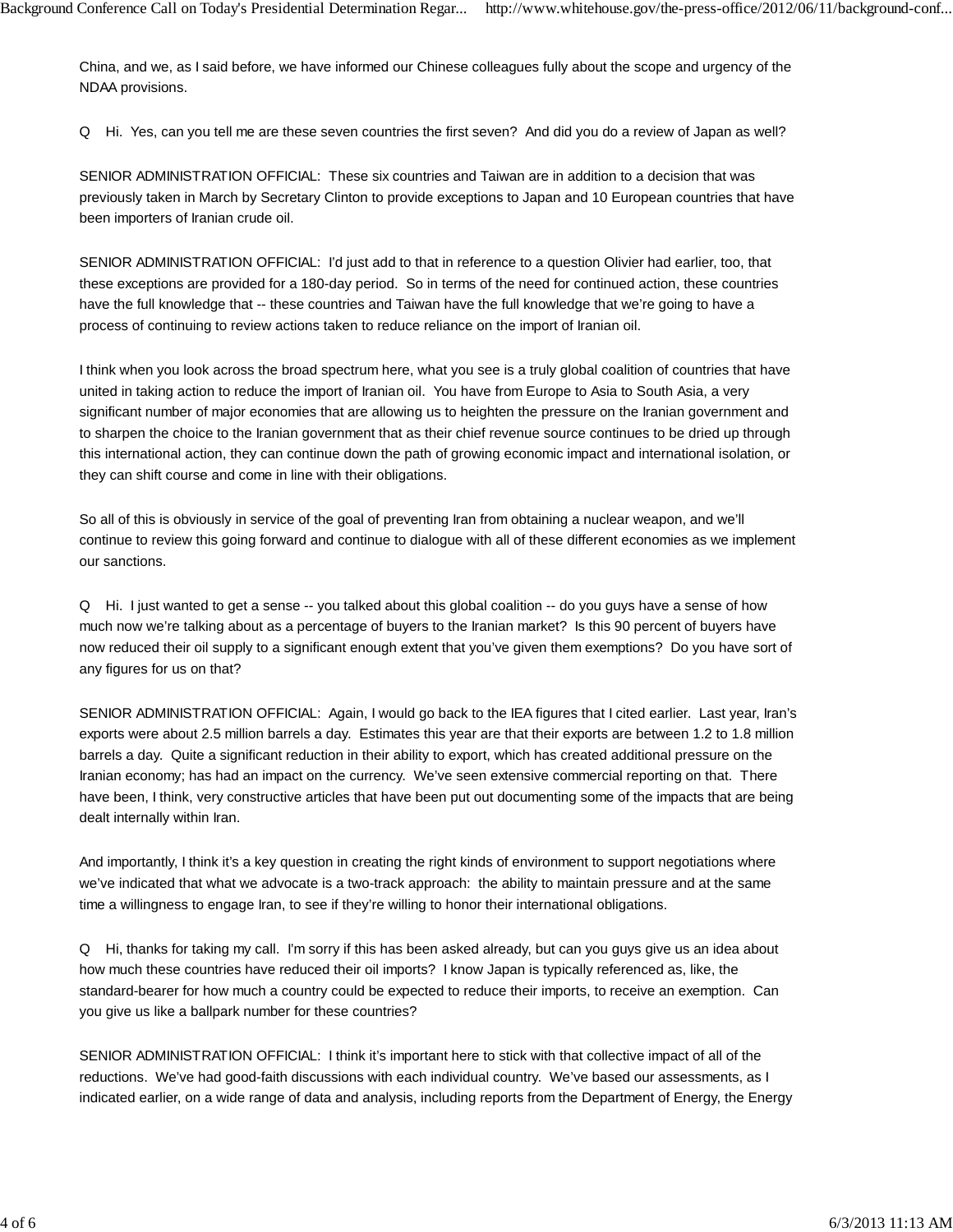China, and we, as I said before, we have informed our Chinese colleagues fully about the scope and urgency of the NDAA provisions.

Q Hi. Yes, can you tell me are these seven countries the first seven? And did you do a review of Japan as well?

SENIOR ADMINISTRATION OFFICIAL: These six countries and Taiwan are in addition to a decision that was previously taken in March by Secretary Clinton to provide exceptions to Japan and 10 European countries that have been importers of Iranian crude oil.

SENIOR ADMINISTRATION OFFICIAL: I'd just add to that in reference to a question Olivier had earlier, too, that these exceptions are provided for a 180-day period. So in terms of the need for continued action, these countries have the full knowledge that -- these countries and Taiwan have the full knowledge that we're going to have a process of continuing to review actions taken to reduce reliance on the import of Iranian oil.

I think when you look across the broad spectrum here, what you see is a truly global coalition of countries that have united in taking action to reduce the import of Iranian oil. You have from Europe to Asia to South Asia, a very significant number of major economies that are allowing us to heighten the pressure on the Iranian government and to sharpen the choice to the Iranian government that as their chief revenue source continues to be dried up through this international action, they can continue down the path of growing economic impact and international isolation, or they can shift course and come in line with their obligations.

So all of this is obviously in service of the goal of preventing Iran from obtaining a nuclear weapon, and we'll continue to review this going forward and continue to dialogue with all of these different economies as we implement our sanctions.

Q Hi. I just wanted to get a sense -- you talked about this global coalition -- do you guys have a sense of how much now we're talking about as a percentage of buyers to the Iranian market? Is this 90 percent of buyers have now reduced their oil supply to a significant enough extent that you've given them exemptions? Do you have sort of any figures for us on that?

SENIOR ADMINISTRATION OFFICIAL: Again, I would go back to the IEA figures that I cited earlier. Last year, Iran's exports were about 2.5 million barrels a day. Estimates this year are that their exports are between 1.2 to 1.8 million barrels a day. Quite a significant reduction in their ability to export, which has created additional pressure on the Iranian economy; has had an impact on the currency. We've seen extensive commercial reporting on that. There have been, I think, very constructive articles that have been put out documenting some of the impacts that are being dealt internally within Iran.

And importantly, I think it's a key question in creating the right kinds of environment to support negotiations where we've indicated that what we advocate is a two-track approach: the ability to maintain pressure and at the same time a willingness to engage Iran, to see if they're willing to honor their international obligations.

Q Hi, thanks for taking my call. I'm sorry if this has been asked already, but can you guys give us an idea about how much these countries have reduced their oil imports? I know Japan is typically referenced as, like, the standard-bearer for how much a country could be expected to reduce their imports, to receive an exemption. Can you give us like a ballpark number for these countries?

SENIOR ADMINISTRATION OFFICIAL: I think it's important here to stick with that collective impact of all of the reductions. We've had good-faith discussions with each individual country. We've based our assessments, as I indicated earlier, on a wide range of data and analysis, including reports from the Department of Energy, the Energy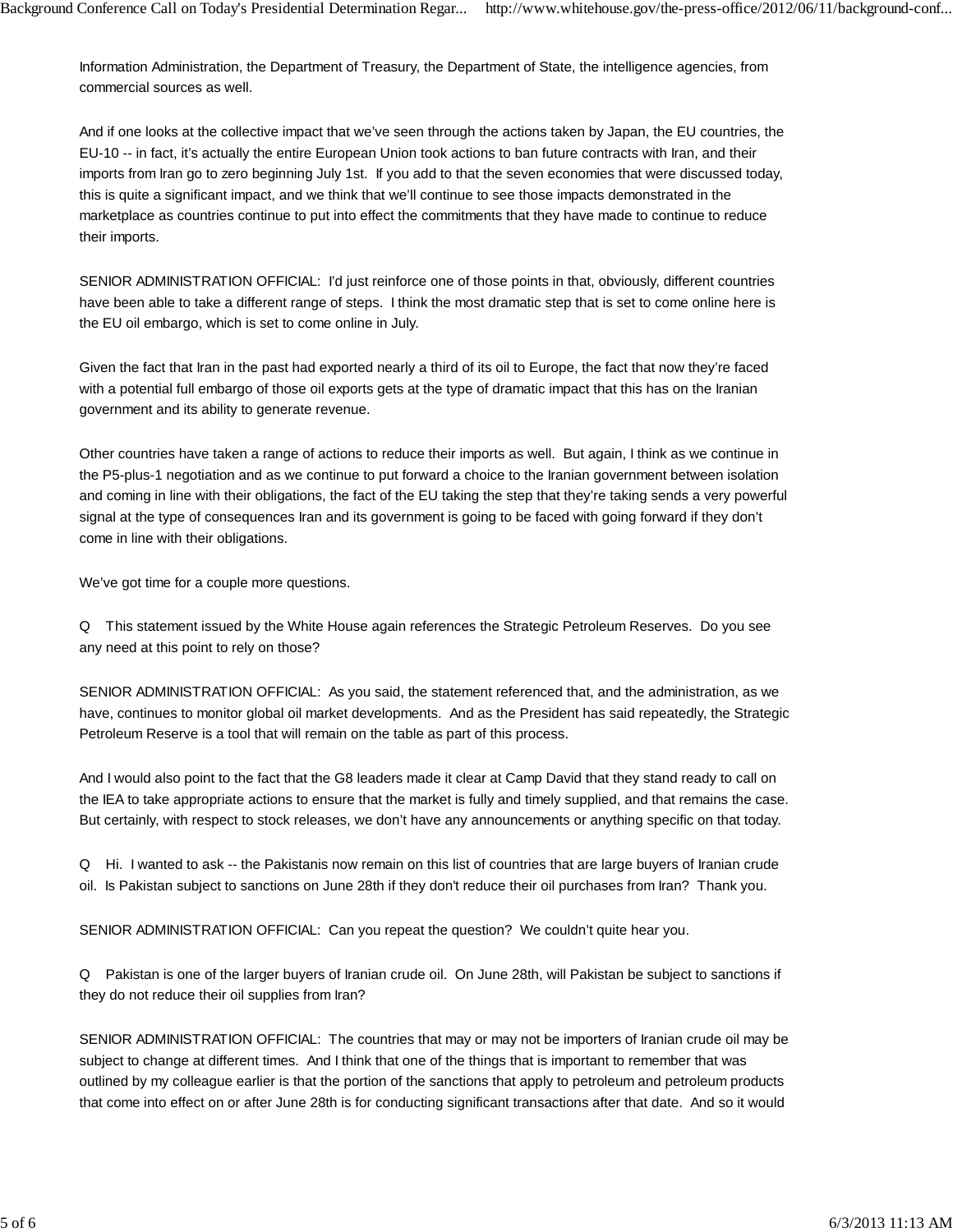Information Administration, the Department of Treasury, the Department of State, the intelligence agencies, from commercial sources as well.

And if one looks at the collective impact that we've seen through the actions taken by Japan, the EU countries, the EU-10 -- in fact, it's actually the entire European Union took actions to ban future contracts with Iran, and their imports from Iran go to zero beginning July 1st. If you add to that the seven economies that were discussed today, this is quite a significant impact, and we think that we'll continue to see those impacts demonstrated in the marketplace as countries continue to put into effect the commitments that they have made to continue to reduce their imports.

SENIOR ADMINISTRATION OFFICIAL: I'd just reinforce one of those points in that, obviously, different countries have been able to take a different range of steps. I think the most dramatic step that is set to come online here is the EU oil embargo, which is set to come online in July.

Given the fact that Iran in the past had exported nearly a third of its oil to Europe, the fact that now they're faced with a potential full embargo of those oil exports gets at the type of dramatic impact that this has on the Iranian government and its ability to generate revenue.

Other countries have taken a range of actions to reduce their imports as well. But again, I think as we continue in the P5-plus-1 negotiation and as we continue to put forward a choice to the Iranian government between isolation and coming in line with their obligations, the fact of the EU taking the step that they're taking sends a very powerful signal at the type of consequences Iran and its government is going to be faced with going forward if they don't come in line with their obligations.

We've got time for a couple more questions.

Q This statement issued by the White House again references the Strategic Petroleum Reserves. Do you see any need at this point to rely on those?

SENIOR ADMINISTRATION OFFICIAL: As you said, the statement referenced that, and the administration, as we have, continues to monitor global oil market developments. And as the President has said repeatedly, the Strategic Petroleum Reserve is a tool that will remain on the table as part of this process.

And I would also point to the fact that the G8 leaders made it clear at Camp David that they stand ready to call on the IEA to take appropriate actions to ensure that the market is fully and timely supplied, and that remains the case. But certainly, with respect to stock releases, we don't have any announcements or anything specific on that today.

Q Hi. I wanted to ask -- the Pakistanis now remain on this list of countries that are large buyers of Iranian crude oil. Is Pakistan subject to sanctions on June 28th if they don't reduce their oil purchases from Iran? Thank you.

SENIOR ADMINISTRATION OFFICIAL: Can you repeat the question? We couldn't quite hear you.

Q Pakistan is one of the larger buyers of Iranian crude oil. On June 28th, will Pakistan be subject to sanctions if they do not reduce their oil supplies from Iran?

SENIOR ADMINISTRATION OFFICIAL: The countries that may or may not be importers of Iranian crude oil may be subject to change at different times. And I think that one of the things that is important to remember that was outlined by my colleague earlier is that the portion of the sanctions that apply to petroleum and petroleum products that come into effect on or after June 28th is for conducting significant transactions after that date. And so it would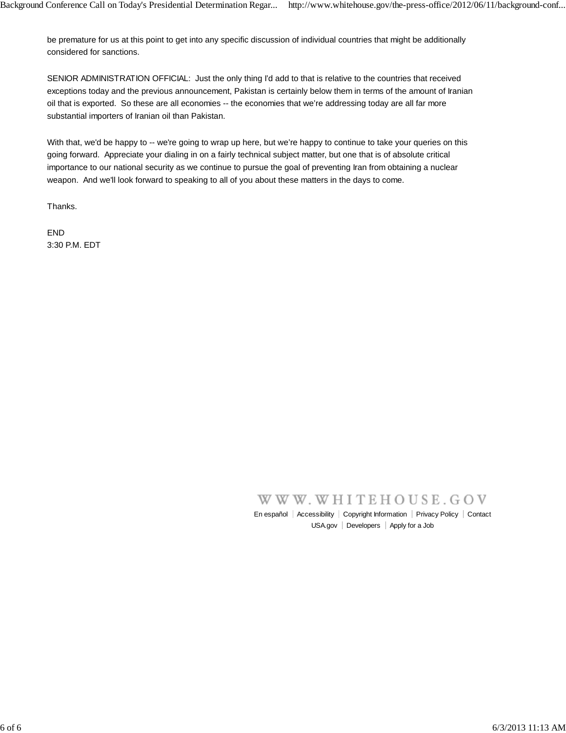be premature for us at this point to get into any specific discussion of individual countries that might be additionally considered for sanctions.

SENIOR ADMINISTRATION OFFICIAL: Just the only thing I'd add to that is relative to the countries that received exceptions today and the previous announcement, Pakistan is certainly below them in terms of the amount of Iranian oil that is exported. So these are all economies -- the economies that we're addressing today are all far more substantial importers of Iranian oil than Pakistan.

With that, we'd be happy to -- we're going to wrap up here, but we're happy to continue to take your queries on this going forward. Appreciate your dialing in on a fairly technical subject matter, but one that is of absolute critical importance to our national security as we continue to pursue the goal of preventing Iran from obtaining a nuclear weapon. And we'll look forward to speaking to all of you about these matters in the days to come.

Thanks.

END
3:30 P.M. EDT

WWW.WHITEHOUSE.GOV

En español | Accessibility | Copyright Information | Privacy Policy | Contact
USA.gov | Developers | Apply for a Job